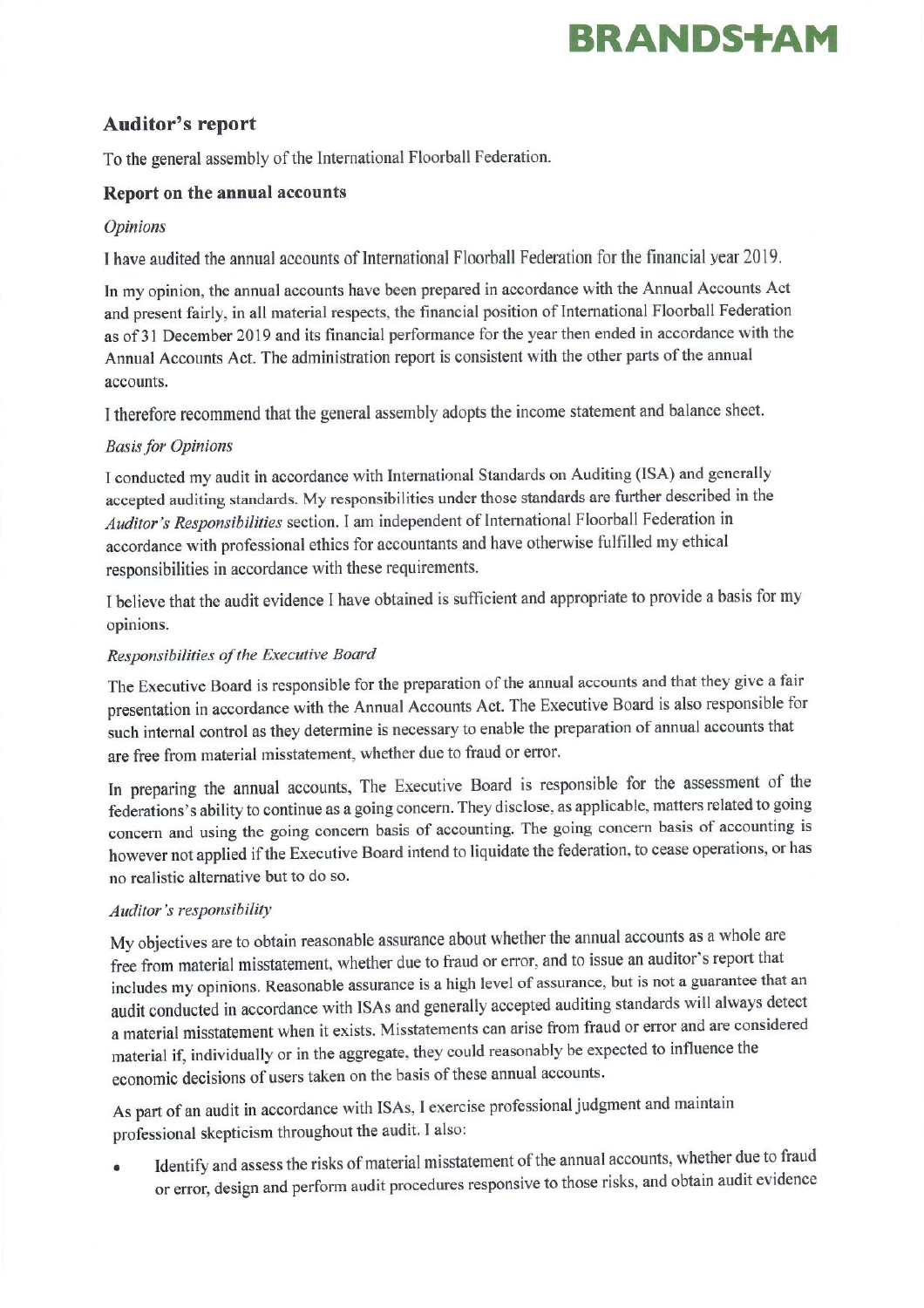BRANDSTAM

## Auditor's report

To the general assembly of the International Floorball Federation.

### Report on the annual accounts

*Opinions*

I have audited the annual accounts of International Floorball Federation for the financial year 2019.

In my opinion, the annual accounts have been prepared in accordance with the Annual Accounts Act and present fairly, in all material respects, the financial position of International Floorball Federation as of 31 December 2019 and its financial performance for the year then ended in accordance with the Annual Accounts Act. The administration report is consistent with the other parts of the annual accounts.

I therefore recommend that the general assembly adopts the income statement and balance sheet.

*Basis for Opinions*

I conducted my audit in accordance with International Standards on Auditing (ISA) and generally accepted auditing standards. My responsibilities under those standards are further described in the *Auditor's Responsibilities* section. I am independent of International Floorball Federation in accordance with professional ethics for accountants and have otherwise fulfilled my ethical responsibilities in accordance with these requirements.

I believe that the audit evidence I have obtained is sufficient and appropriate to provide a basis for my opinions.

*Responsibilities of the Executive Board*

The Executive Board is responsible for the preparation of the annual accounts and that they give a fair presentation in accordance with the Annual Accounts Act. The Executive Board is also responsible for such internal control as they determine is necessary to enable the preparation of annual accounts that are free from material misstatement, whether due to fraud or error.

In preparing the annual accounts, The Executive Board is responsible for the assessment of the federations's ability to continue as a going concern. They disclose, as applicable, matters related to going concern and using the going concern basis of accounting. The going concern basis of accounting is however not applied if the Executive Board intend to liquidate the federation, to cease operations, or has no realistic alternative but to do so.

*Auditor's responsibility*

My objectives are to obtain reasonable assurance about whether the annual accounts as a whole are free from material misstatement, whether due to fraud or error, and to issue an auditor's report that includes my opinions. Reasonable assurance is a high level of assurance, but is not a guarantee that an audit conducted in accordance with ISAs and generally accepted auditing standards will always detect a material misstatement when it exists. Misstatements can arise from fraud or error and are considered material if, individually or in the aggregate, they could reasonably be expected to influence the economic decisions of users taken on the basis of these annual accounts.

As part of an audit in accordance with ISAs, I exercise professional judgment and maintain professional skepticism throughout the audit. I also:

- Identify and assess the risks of material misstatement of the annual accounts, whether due to fraud or error, design and perform audit procedures responsive to those risks, and obtain audit evidence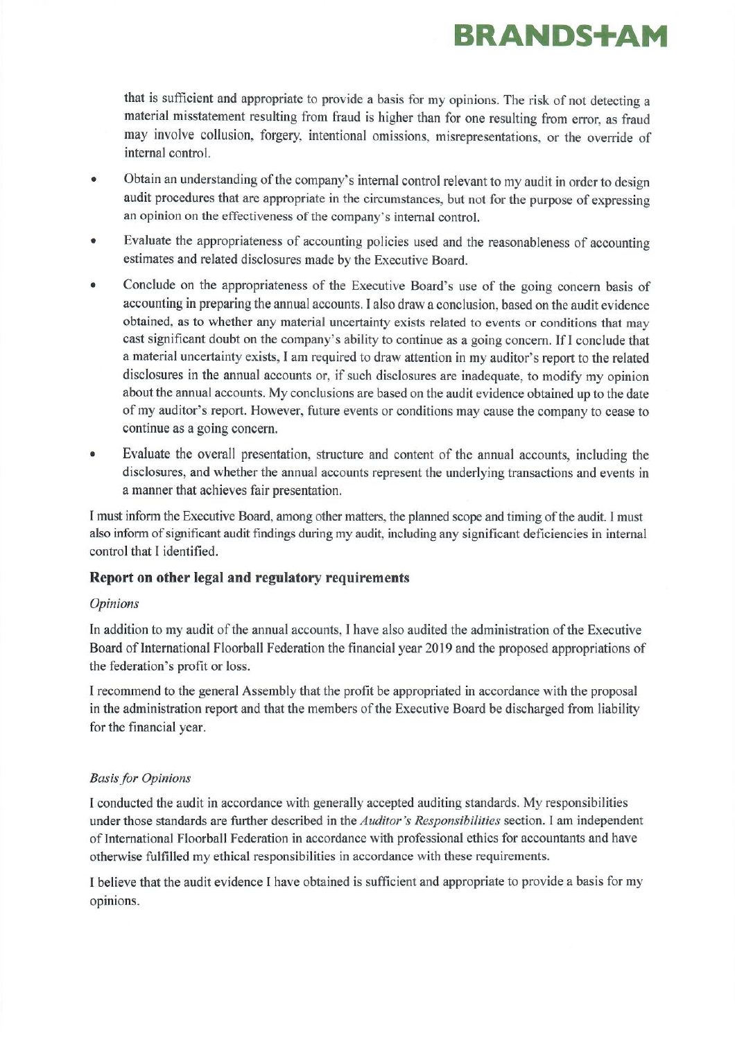that is sufficient and appropriate to provide a basis for my opinions. The risk of not detecting a material misstatement resulting from fraud is higher than for one resulting from error, as fraud may involve collusion, forgery, intentional omissions, misrepresentations, or the override of internal control.

- Obtain an understanding of the company's internal control relevant to my audit in order to design audit procedures that are appropriate in the circumstances, but not for the purpose of expressing an opinion on the effectiveness of the company's internal control.
- Evaluate the appropriateness of accounting policies used and the reasonableness of accounting estimates and related disclosures made by the Executive Board.
- Conclude on the appropriateness of the Executive Board's use of the going concern basis of accounting in preparing the annual accounts. I also draw a conclusion, based on the audit evidence obtained, as to whether any material uncertainty exists related to events or conditions that may cast significant doubt on the company's ability to continue as a going concern. If I conclude that a material uncertainty exists, I am required to draw attention in my auditor's report to the related disclosures in the annual accounts or, if such disclosures are inadequate, to modify my opinion about the annual accounts. My conclusions are based on the audit evidence obtained up to the date of my auditor's report. However, future events or conditions may cause the company to cease to continue as a going concern.
- Evaluate the overall presentation, structure and content of the annual accounts, including the disclosures, and whether the annual accounts represent the underlying transactions and events in a manner that achieves fair presentation.

I must inform the Executive Board, among other matters, the planned scope and timing of the audit. I must also inform of significant audit findings during my audit, including any significant deficiencies in internal control that I identified.

## Report on other legal and regulatory requirements

*Opinions*

In addition to my audit of the annual accounts, I have also audited the administration of the Executive Board of International Floorball Federation the financial year 2019 and the proposed appropriations of the federation's profit or loss.

I recommend to the general Assembly that the profit be appropriated in accordance with the proposal in the administration report and that the members of the Executive Board be discharged from liability for the financial year.

*Basis for Opinions*

I conducted the audit in accordance with generally accepted auditing standards. My responsibilities under those standards are further described in the *Auditor's Responsibilities* section. I am independent of International Floorball Federation in accordance with professional ethics for accountants and have otherwise fulfilled my ethical responsibilities in accordance with these requirements.

I believe that the audit evidence I have obtained is sufficient and appropriate to provide a basis for my opinions.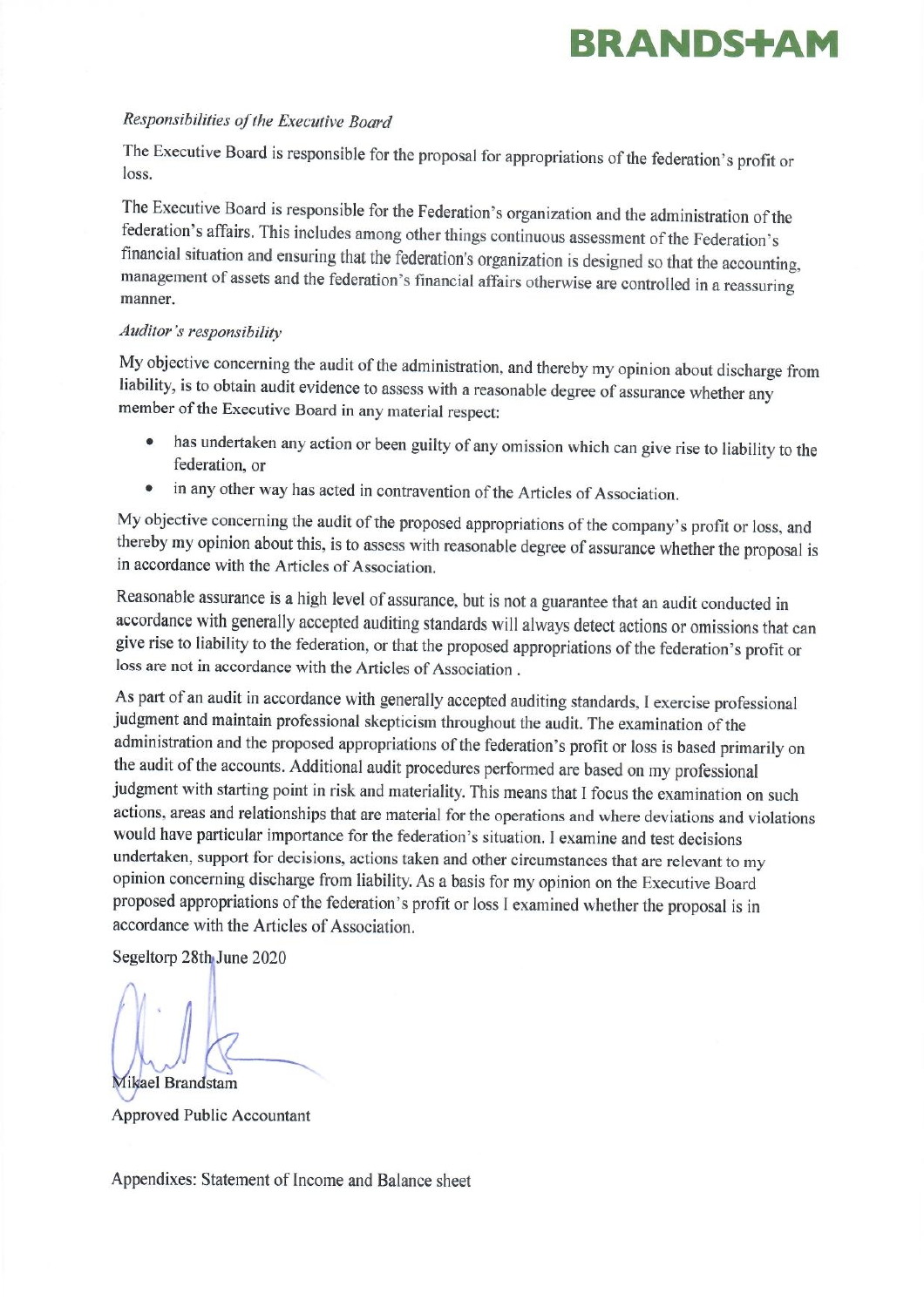BRANDSTAM

*Responsibilities of the Executive Board*

The Executive Board is responsible for the proposal for appropriations of the federation's profit or loss.

The Executive Board is responsible for the Federation's organization and the administration of the federation's affairs. This includes among other things continuous assessment of the Federation's financial situation and ensuring that the federation's organization is designed so that the accounting, management of assets and the federation's financial affairs otherwise are controlled in a reassuring manner.

*Auditor's responsibility*

My objective concerning the audit of the administration, and thereby my opinion about discharge from liability, is to obtain audit evidence to assess with a reasonable degree of assurance whether any member of the Executive Board in any material respect:

- has undertaken any action or been guilty of any omission which can give rise to liability to the federation, or
- in any other way has acted in contravention of the Articles of Association.

My objective concerning the audit of the proposed appropriations of the company's profit or loss, and thereby my opinion about this, is to assess with reasonable degree of assurance whether the proposal is in accordance with the Articles of Association.

Reasonable assurance is a high level of assurance, but is not a guarantee that an audit conducted in accordance with generally accepted auditing standards will always detect actions or omissions that can give rise to liability to the federation, or that the proposed appropriations of the federation's profit or loss are not in accordance with the Articles of Association .

As part of an audit in accordance with generally accepted auditing standards, I exercise professional judgment and maintain professional skepticism throughout the audit. The examination of the administration and the proposed appropriations of the federation's profit or loss is based primarily on the audit of the accounts. Additional audit procedures performed are based on my professional judgment with starting point in risk and materiality. This means that I focus the examination on such actions, areas and relationships that are material for the operations and where deviations and violations would have particular importance for the federation's situation. I examine and test decisions undertaken, support for decisions, actions taken and other circumstances that are relevant to my opinion concerning discharge from liability. As a basis for my opinion on the Executive Board proposed appropriations of the federation's profit or loss I examined whether the proposal is in accordance with the Articles of Association.

Segeltorp 28th June 2020

Mikael Brandstam

Approved Public Accountant

Appendixes: Statement of Income and Balance sheet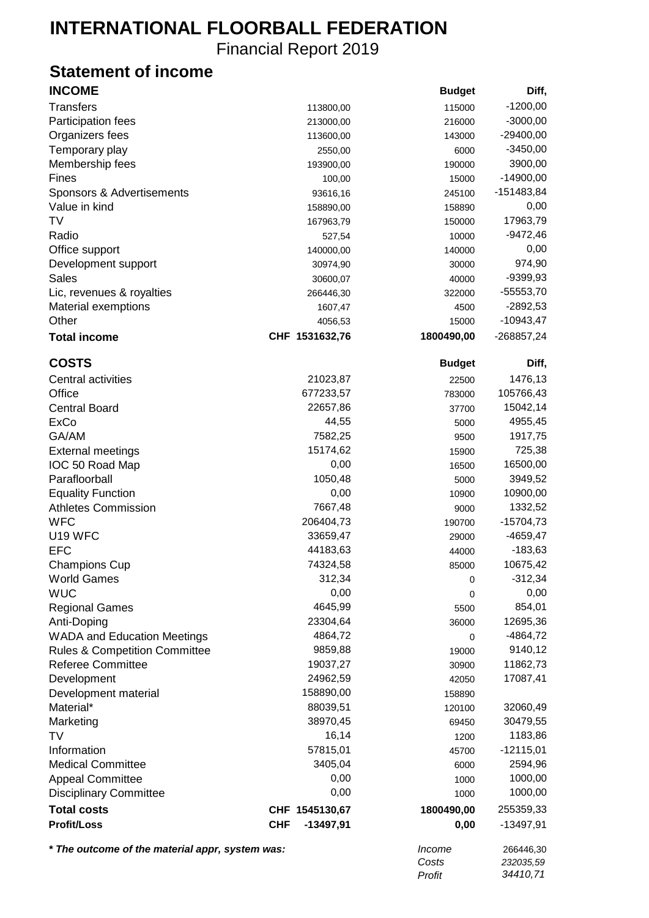# INTERNATIONAL FLOORBALL FEDERATION

Financial Report 2019

## Statement of income

| INCOME | | Budget | Diff, |
|---|---|---|---|
| Transfers | 113800,00 | 115000 | -1200,00 |
| Participation fees | 213000,00 | 216000 | -3000,00 |
| Organizers fees | 113600,00 | 143000 | -29400,00 |
| Temporary play | 2550,00 | 6000 | -3450,00 |
| Membership fees | 193900,00 | 190000 | 3900,00 |
| Fines | 100,00 | 15000 | -14900,00 |
| Sponsors & Advertisements | 93616,16 | 245100 | -151483,84 |
| Value in kind | 158890,00 | 158890 | 0,00 |
| TV | 167963,79 | 150000 | 17963,79 |
| Radio | 527,54 | 10000 | -9472,46 |
| Office support | 140000,00 | 140000 | 0,00 |
| Development support | 30974,90 | 30000 | 974,90 |
| Sales | 30600,07 | 40000 | -9399,93 |
| Lic, revenues & royalties | 266446,30 | 322000 | -55553,70 |
| Material exemptions | 1607,47 | 4500 | -2892,53 |
| Other | 4056,53 | 15000 | -10943,47 |
| **Total income** | **CHF 1531632,76** | **1800490,00** | -268857,24 |

| COSTS | | Budget | Diff, |
|---|---|---|---|
| Central activities | 21023,87 | 22500 | 1476,13 |
| Office | 677233,57 | 783000 | 105766,43 |
| Central Board | 22657,86 | 37700 | 15042,14 |
| ExCo | 44,55 | 5000 | 4955,45 |
| GA/AM | 7582,25 | 9500 | 1917,75 |
| External meetings | 15174,62 | 15900 | 725,38 |
| IOC 50 Road Map | 0,00 | 16500 | 16500,00 |
| Parafloorball | 1050,48 | 5000 | 3949,52 |
| Equality Function | 0,00 | 10900 | 10900,00 |
| Athletes Commission | 7667,48 | 9000 | 1332,52 |
| WFC | 206404,73 | 190700 | -15704,73 |
| U19 WFC | 33659,47 | 29000 | -4659,47 |
| EFC | 44183,63 | 44000 | -183,63 |
| Champions Cup | 74324,58 | 85000 | 10675,42 |
| World Games | 312,34 | 0 | -312,34 |
| WUC | 0,00 | 0 | 0,00 |
| Regional Games | 4645,99 | 5500 | 854,01 |
| Anti-Doping | 23304,64 | 36000 | 12695,36 |
| WADA and Education Meetings | 4864,72 | 0 | -4864,72 |
| Rules & Competition Committee | 9859,88 | 19000 | 9140,12 |
| Referee Committee | 19037,27 | 30900 | 11862,73 |
| Development | 24962,59 | 42050 | 17087,41 |
| Development material | 158890,00 | 158890 | |
| Material* | 88039,51 | 120100 | 32060,49 |
| Marketing | 38970,45 | 69450 | 30479,55 |
| TV | 16,14 | 1200 | 1183,86 |
| Information | 57815,01 | 45700 | -12115,01 |
| Medical Committee | 3405,04 | 6000 | 2594,96 |
| Appeal Committee | 0,00 | 1000 | 1000,00 |
| Disciplinary Committee | 0,00 | 1000 | 1000,00 |
| **Total costs** | **CHF 1545130,67** | **1800490,00** | 255359,33 |
| **Profit/Loss** | **CHF -13497,91** | **0,00** | -13497,91 |

***\* The outcome of the material appr, system was:***

| | |
|---|---|
| *Income* | 266446,30 |
| *Costs* | *232035,59* |
| *Profit* | *34410,71* |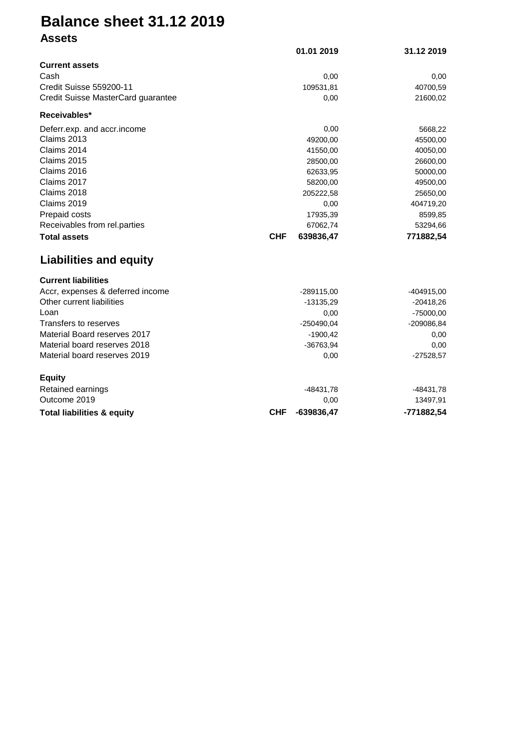# Balance sheet 31.12 2019

## Assets

| | | 01.01 2019 | 31.12 2019 |
|---|---|---|---|
| **Current assets** | | | |
| Cash | | 0,00 | 0,00 |
| Credit Suisse 559200-11 | | 109531,81 | 40700,59 |
| Credit Suisse MasterCard guarantee | | 0,00 | 21600,02 |
| **Receivables*** | | | |
| Deferr.exp. and accr.income | | 0,00 | 5668,22 |
| Claims 2013 | | 49200,00 | 45500,00 |
| Claims 2014 | | 41550,00 | 40050,00 |
| Claims 2015 | | 28500,00 | 26600,00 |
| Claims 2016 | | 62633,95 | 50000,00 |
| Claims 2017 | | 58200,00 | 49500,00 |
| Claims 2018 | | 205222,58 | 25650,00 |
| Claims 2019 | | 0,00 | 404719,20 |
| Prepaid costs | | 17935,39 | 8599,85 |
| Receivables from rel.parties | | 67062,74 | 53294,66 |
| **Total assets** | **CHF** | **639836,47** | **771882,54** |

## Liabilities and equity

| | | 01.01 2019 | 31.12 2019 |
|---|---|---|---|
| **Current liabilities** | | | |
| Accr, expenses & deferred income | | -289115,00 | -404915,00 |
| Other current liabilities | | -13135,29 | -20418,26 |
| Loan | | 0,00 | -75000,00 |
| Transfers to reserves | | -250490,04 | -209086,84 |
| Material Board reserves 2017 | | -1900,42 | 0,00 |
| Material board reserves 2018 | | -36763,94 | 0,00 |
| Material board reserves 2019 | | 0,00 | -27528,57 |
| **Equity** | | | |
| Retained earnings | | -48431,78 | -48431,78 |
| Outcome 2019 | | 0,00 | 13497,91 |
| **Total liabilities & equity** | **CHF** | **-639836,47** | **-771882,54** |